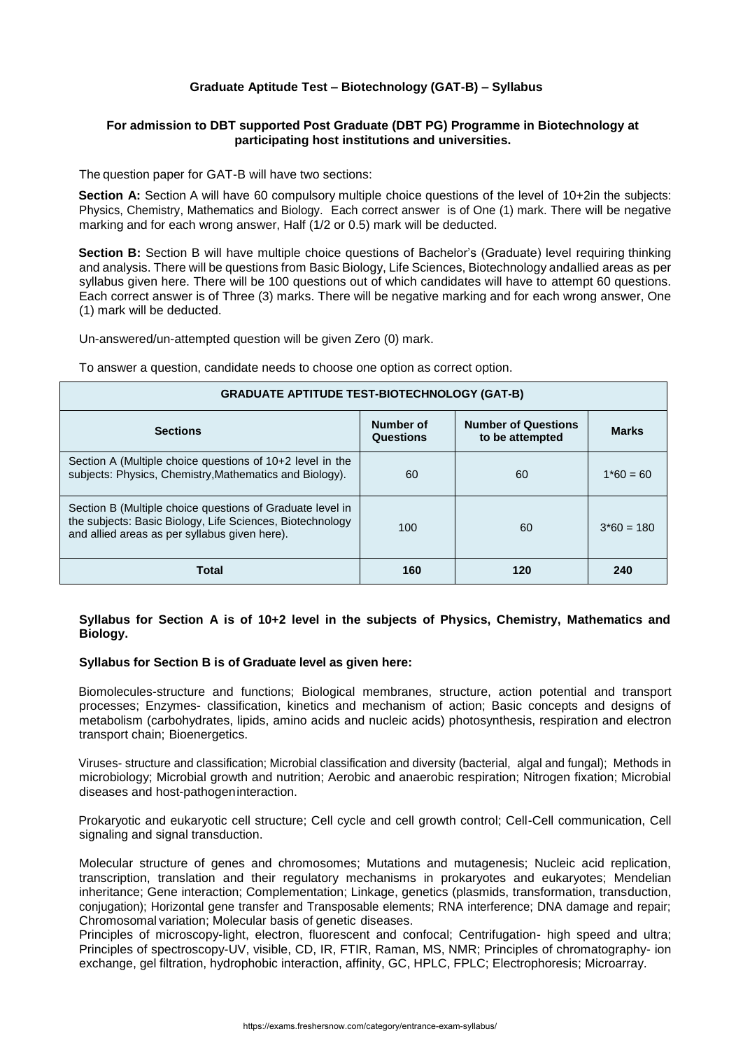## Graduate Aptitude Test – Biotechnology (GAT-B) – Syllabus

### For admission to DBT supported Post Graduate (DBT PG) Programme in Biotechnology at participating host institutions and universities.

The question paper for GAT-B will have two sections:

**Section A:** Section A will have 60 compulsory multiple choice questions of the level of 10+2in the subjects: Physics, Chemistry, Mathematics and Biology. Each correct answer is of One (1) mark. There will be negative marking and for each wrong answer, Half (1/2 or 0.5) mark will be deducted.

**Section B:** Section B will have multiple choice questions of Bachelor's (Graduate) level requiring thinking and analysis. There will be questions from Basic Biology, Life Sciences, Biotechnology andallied areas as per syllabus given here. There will be 100 questions out of which candidates will have to attempt 60 questions. Each correct answer is of Three (3) marks. There will be negative marking and for each wrong answer, One (1) mark will be deducted.

Un-answered/un-attempted question will be given Zero (0) mark.

To answer a question, candidate needs to choose one option as correct option.

| GRADUATE APTITUDE TEST-BIOTECHNOLOGY (GAT-B) | | | |
|---|---|---|---|
| **Sections** | **Number of Questions** | **Number of Questions to be attempted** | **Marks** |
| Section A (Multiple choice questions of 10+2 level in the subjects: Physics, Chemistry,Mathematics and Biology). | 60 | 60 | 1*60 = 60 |
| Section B (Multiple choice questions of Graduate level in the subjects: Basic Biology, Life Sciences, Biotechnology and allied areas as per syllabus given here). | 100 | 60 | 3*60 = 180 |
| **Total** | **160** | **120** | **240** |

**Syllabus for Section A is of 10+2 level in the subjects of Physics, Chemistry, Mathematics and Biology.**

**Syllabus for Section B is of Graduate level as given here:**

Biomolecules-structure and functions; Biological membranes, structure, action potential and transport processes; Enzymes- classification, kinetics and mechanism of action; Basic concepts and designs of metabolism (carbohydrates, lipids, amino acids and nucleic acids) photosynthesis, respiration and electron transport chain; Bioenergetics.

Viruses- structure and classification; Microbial classification and diversity (bacterial, algal and fungal); Methods in microbiology; Microbial growth and nutrition; Aerobic and anaerobic respiration; Nitrogen fixation; Microbial diseases and host-pathogeninteraction.

Prokaryotic and eukaryotic cell structure; Cell cycle and cell growth control; Cell-Cell communication, Cell signaling and signal transduction.

Molecular structure of genes and chromosomes; Mutations and mutagenesis; Nucleic acid replication, transcription, translation and their regulatory mechanisms in prokaryotes and eukaryotes; Mendelian inheritance; Gene interaction; Complementation; Linkage, genetics (plasmids, transformation, transduction, conjugation); Horizontal gene transfer and Transposable elements; RNA interference; DNA damage and repair; Chromosomal variation; Molecular basis of genetic diseases.

Principles of microscopy-light, electron, fluorescent and confocal; Centrifugation- high speed and ultra; Principles of spectroscopy-UV, visible, CD, IR, FTIR, Raman, MS, NMR; Principles of chromatography- ion exchange, gel filtration, hydrophobic interaction, affinity, GC, HPLC, FPLC; Electrophoresis; Microarray.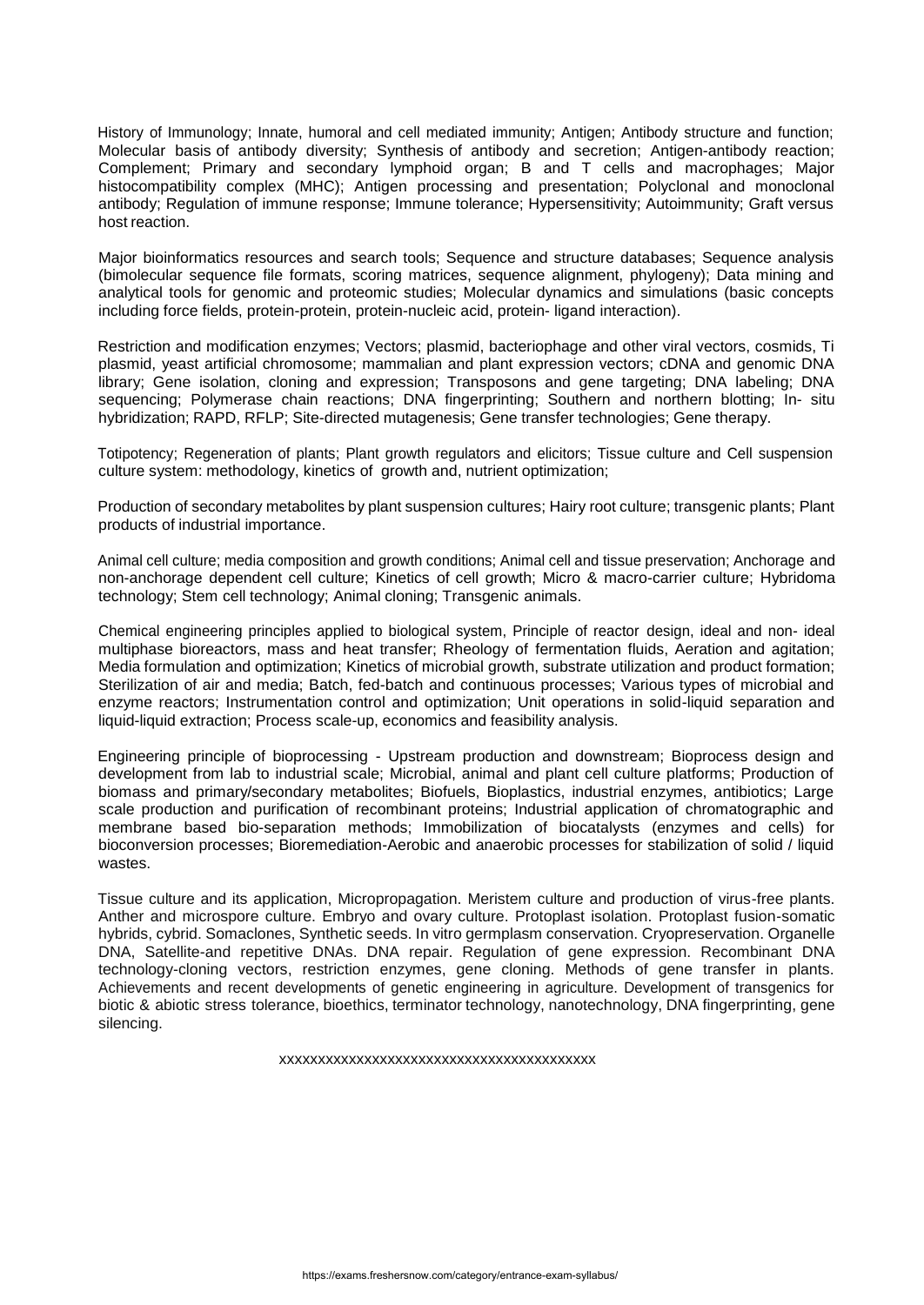History of Immunology; Innate, humoral and cell mediated immunity; Antigen; Antibody structure and function; Molecular basis of antibody diversity; Synthesis of antibody and secretion; Antigen-antibody reaction; Complement; Primary and secondary lymphoid organ; B and T cells and macrophages; Major histocompatibility complex (MHC); Antigen processing and presentation; Polyclonal and monoclonal antibody; Regulation of immune response; Immune tolerance; Hypersensitivity; Autoimmunity; Graft versus host reaction.

Major bioinformatics resources and search tools; Sequence and structure databases; Sequence analysis (bimolecular sequence file formats, scoring matrices, sequence alignment, phylogeny); Data mining and analytical tools for genomic and proteomic studies; Molecular dynamics and simulations (basic concepts including force fields, protein-protein, protein-nucleic acid, protein- ligand interaction).

Restriction and modification enzymes; Vectors; plasmid, bacteriophage and other viral vectors, cosmids, Ti plasmid, yeast artificial chromosome; mammalian and plant expression vectors; cDNA and genomic DNA library; Gene isolation, cloning and expression; Transposons and gene targeting; DNA labeling; DNA sequencing; Polymerase chain reactions; DNA fingerprinting; Southern and northern blotting; In- situ hybridization; RAPD, RFLP; Site-directed mutagenesis; Gene transfer technologies; Gene therapy.

Totipotency; Regeneration of plants; Plant growth regulators and elicitors; Tissue culture and Cell suspension culture system: methodology, kinetics of growth and, nutrient optimization;

Production of secondary metabolites by plant suspension cultures; Hairy root culture; transgenic plants; Plant products of industrial importance.

Animal cell culture; media composition and growth conditions; Animal cell and tissue preservation; Anchorage and non-anchorage dependent cell culture; Kinetics of cell growth; Micro & macro-carrier culture; Hybridoma technology; Stem cell technology; Animal cloning; Transgenic animals.

Chemical engineering principles applied to biological system, Principle of reactor design, ideal and non- ideal multiphase bioreactors, mass and heat transfer; Rheology of fermentation fluids, Aeration and agitation; Media formulation and optimization; Kinetics of microbial growth, substrate utilization and product formation; Sterilization of air and media; Batch, fed-batch and continuous processes; Various types of microbial and enzyme reactors; Instrumentation control and optimization; Unit operations in solid-liquid separation and liquid-liquid extraction; Process scale-up, economics and feasibility analysis.

Engineering principle of bioprocessing - Upstream production and downstream; Bioprocess design and development from lab to industrial scale; Microbial, animal and plant cell culture platforms; Production of biomass and primary/secondary metabolites; Biofuels, Bioplastics, industrial enzymes, antibiotics; Large scale production and purification of recombinant proteins; Industrial application of chromatographic and membrane based bio-separation methods; Immobilization of biocatalysts (enzymes and cells) for bioconversion processes; Bioremediation-Aerobic and anaerobic processes for stabilization of solid / liquid wastes.

Tissue culture and its application, Micropropagation. Meristem culture and production of virus-free plants. Anther and microspore culture. Embryo and ovary culture. Protoplast isolation. Protoplast fusion-somatic hybrids, cybrid. Somaclones, Synthetic seeds. In vitro germplasm conservation. Cryopreservation. Organelle DNA, Satellite-and repetitive DNAs. DNA repair. Regulation of gene expression. Recombinant DNA technology-cloning vectors, restriction enzymes, gene cloning. Methods of gene transfer in plants. Achievements and recent developments of genetic engineering in agriculture. Development of transgenics for biotic & abiotic stress tolerance, bioethics, terminator technology, nanotechnology, DNA fingerprinting, gene silencing.

xxxxxxxxxxxxxxxxxxxxxxxxxxxxxxxxxxxxxxxxx